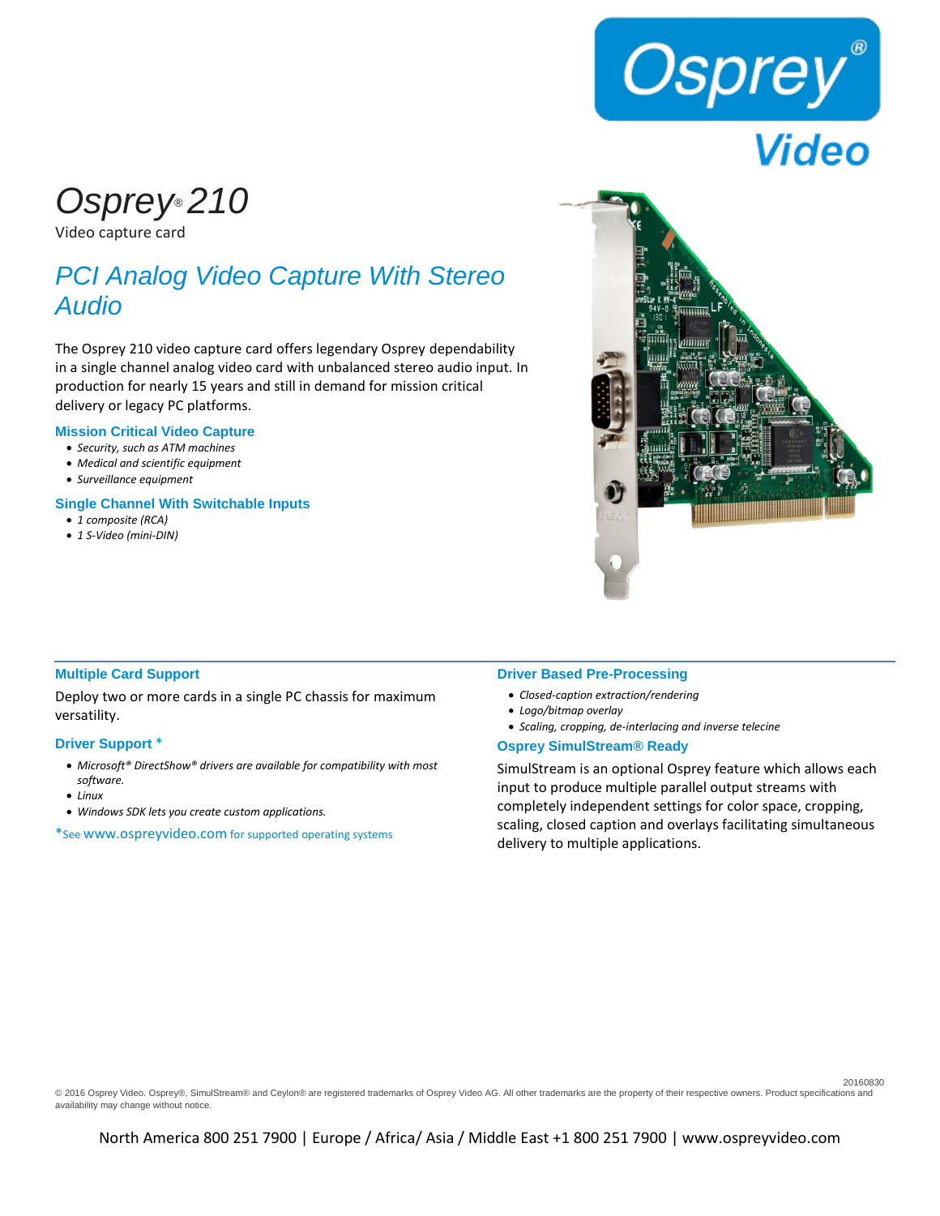# Osprey® 210

Video capture card

## PCI Analog Video Capture With Stereo Audio

The Osprey 210 video capture card offers legendary Osprey dependability in a single channel analog video card with unbalanced stereo audio input. In production for nearly 15 years and still in demand for mission critical delivery or legacy PC platforms.

### Mission Critical Video Capture

- *Security, such as ATM machines*
- *Medical and scientific equipment*
- *Surveillance equipment*

### Single Channel With Switchable Inputs

- *1 composite (RCA)*
- *1 S-Video (mini-DIN)*

### Multiple Card Support

Deploy two or more cards in a single PC chassis for maximum versatility.

### Driver Support *

- *Microsoft® DirectShow® drivers are available for compatibility with most software.*
- *Linux*
- *Windows SDK lets you create custom applications.*

*See www.ospreyvideo.com for supported operating systems

### Driver Based Pre-Processing

- *Closed-caption extraction/rendering*
- *Logo/bitmap overlay*
- *Scaling, cropping, de-interlacing and inverse telecine*

### Osprey SimulStream® Ready

SimulStream is an optional Osprey feature which allows each input to produce multiple parallel output streams with completely independent settings for color space, cropping, scaling, closed caption and overlays facilitating simultaneous delivery to multiple applications.

20160830

© 2016 Osprey Video. Osprey®, SimulStream® and Ceylon® are registered trademarks of Osprey Video AG. All other trademarks are the property of their respective owners. Product specifications and availability may change without notice.

North America 800 251 7900 | Europe / Africa/ Asia / Middle East +1 800 251 7900 | www.ospreyvideo.com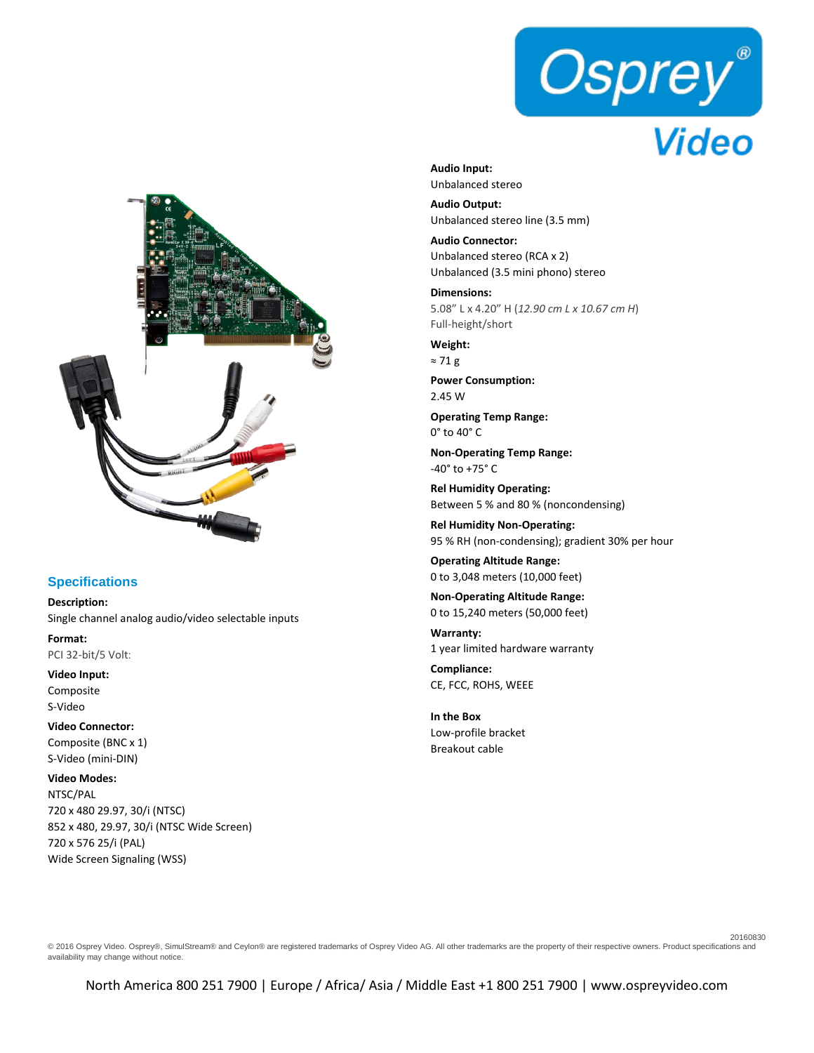## Specifications

**Description:**
Single channel analog audio/video selectable inputs

**Format:**
PCI 32-bit/5 Volt:

**Video Input:**
Composite
S-Video

**Video Connector:**
Composite (BNC x 1)
S-Video (mini-DIN)

**Video Modes:**
NTSC/PAL
720 x 480 29.97, 30/i (NTSC)
852 x 480, 29.97, 30/i (NTSC Wide Screen)
720 x 576 25/i (PAL)
Wide Screen Signaling (WSS)

**Audio Input:**
Unbalanced stereo

**Audio Output:**
Unbalanced stereo line (3.5 mm)

**Audio Connector:**
Unbalanced stereo (RCA x 2)
Unbalanced (3.5 mini phono) stereo

**Dimensions:**
5.08" L x 4.20" H (*12.90 cm L x 10.67 cm H*)
Full-height/short

**Weight:**
≈ 71 g

**Power Consumption:**
2.45 W

**Operating Temp Range:**
0° to 40° C

**Non-Operating Temp Range:**
-40° to +75° C

**Rel Humidity Operating:**
Between 5 % and 80 % (noncondensing)

**Rel Humidity Non-Operating:**
95 % RH (non-condensing); gradient 30% per hour

**Operating Altitude Range:**
0 to 3,048 meters (10,000 feet)

**Non-Operating Altitude Range:**
0 to 15,240 meters (50,000 feet)

**Warranty:**
1 year limited hardware warranty

**Compliance:**
CE, FCC, ROHS, WEEE

**In the Box**
Low-profile bracket
Breakout cable

20160830

© 2016 Osprey Video. Osprey®, SimulStream® and Ceylon® are registered trademarks of Osprey Video AG. All other trademarks are the property of their respective owners. Product specifications and availability may change without notice.

North America 800 251 7900 | Europe / Africa/ Asia / Middle East +1 800 251 7900 | www.ospreyvideo.com